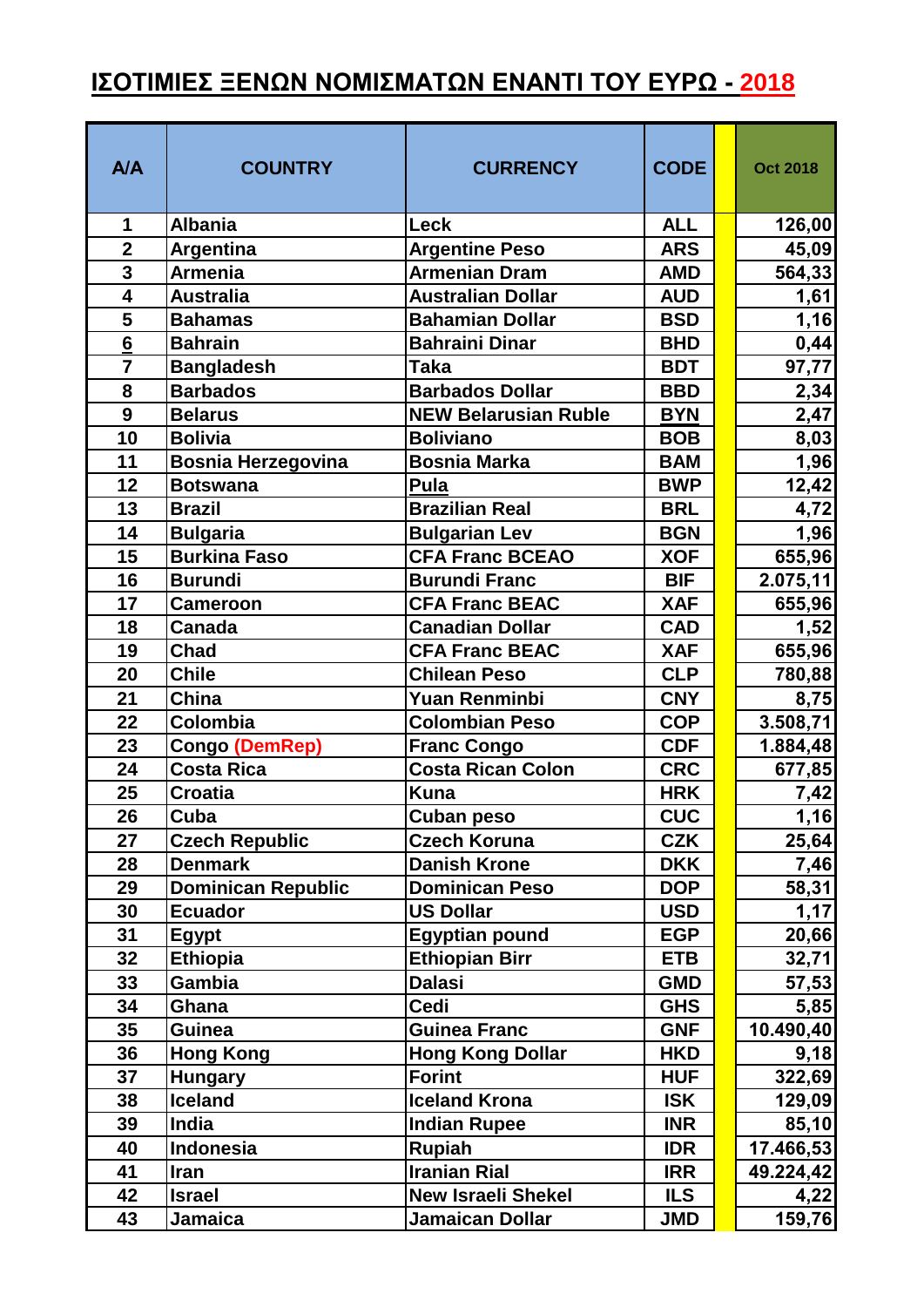# ΙΣΟΤΙΜΙΕΣ ΞΕΝΩΝ ΝΟΜΙΣΜΑΤΩΝ ΕΝΑΝΤΙ ΤΟΥ ΕΥΡΩ - 2018

| A/A | COUNTRY | CURRENCY | CODE | | Oct 2018 |
|---|---|---|---|---|---|
| 1 | Albania | Leck | ALL | | 126,00 |
| 2 | Argentina | Argentine Peso | ARS | | 45,09 |
| 3 | Armenia | Armenian Dram | AMD | | 564,33 |
| 4 | Australia | Australian Dollar | AUD | | 1,61 |
| 5 | Bahamas | Bahamian Dollar | BSD | | 1,16 |
| 6 | Bahrain | Bahraini Dinar | BHD | | 0,44 |
| 7 | Bangladesh | Taka | BDT | | 97,77 |
| 8 | Barbados | Barbados Dollar | BBD | | 2,34 |
| 9 | Belarus | NEW Belarusian Ruble | BYN | | 2,47 |
| 10 | Bolivia | Boliviano | BOB | | 8,03 |
| 11 | Bosnia Herzegovina | Bosnia Marka | BAM | | 1,96 |
| 12 | Botswana | Pula | BWP | | 12,42 |
| 13 | Brazil | Brazilian Real | BRL | | 4,72 |
| 14 | Bulgaria | Bulgarian Lev | BGN | | 1,96 |
| 15 | Burkina Faso | CFA Franc BCEAO | XOF | | 655,96 |
| 16 | Burundi | Burundi Franc | BIF | | 2.075,11 |
| 17 | Cameroon | CFA Franc BEAC | XAF | | 655,96 |
| 18 | Canada | Canadian Dollar | CAD | | 1,52 |
| 19 | Chad | CFA Franc BEAC | XAF | | 655,96 |
| 20 | Chile | Chilean Peso | CLP | | 780,88 |
| 21 | China | Yuan Renminbi | CNY | | 8,75 |
| 22 | Colombia | Colombian Peso | COP | | 3.508,71 |
| 23 | Congo (DemRep) | Franc Congo | CDF | | 1.884,48 |
| 24 | Costa Rica | Costa Rican Colon | CRC | | 677,85 |
| 25 | Croatia | Kuna | HRK | | 7,42 |
| 26 | Cuba | Cuban peso | CUC | | 1,16 |
| 27 | Czech Republic | Czech Koruna | CZK | | 25,64 |
| 28 | Denmark | Danish Krone | DKK | | 7,46 |
| 29 | Dominican Republic | Dominican Peso | DOP | | 58,31 |
| 30 | Ecuador | US Dollar | USD | | 1,17 |
| 31 | Egypt | Egyptian pound | EGP | | 20,66 |
| 32 | Ethiopia | Ethiopian Birr | ETB | | 32,71 |
| 33 | Gambia | Dalasi | GMD | | 57,53 |
| 34 | Ghana | Cedi | GHS | | 5,85 |
| 35 | Guinea | Guinea Franc | GNF | | 10.490,40 |
| 36 | Hong Kong | Hong Kong Dollar | HKD | | 9,18 |
| 37 | Hungary | Forint | HUF | | 322,69 |
| 38 | Iceland | Iceland Krona | ISK | | 129,09 |
| 39 | India | Indian Rupee | INR | | 85,10 |
| 40 | Indonesia | Rupiah | IDR | | 17.466,53 |
| 41 | Iran | Iranian Rial | IRR | | 49.224,42 |
| 42 | Israel | New Israeli Shekel | ILS | | 4,22 |
| 43 | Jamaica | Jamaican Dollar | JMD | | 159,76 |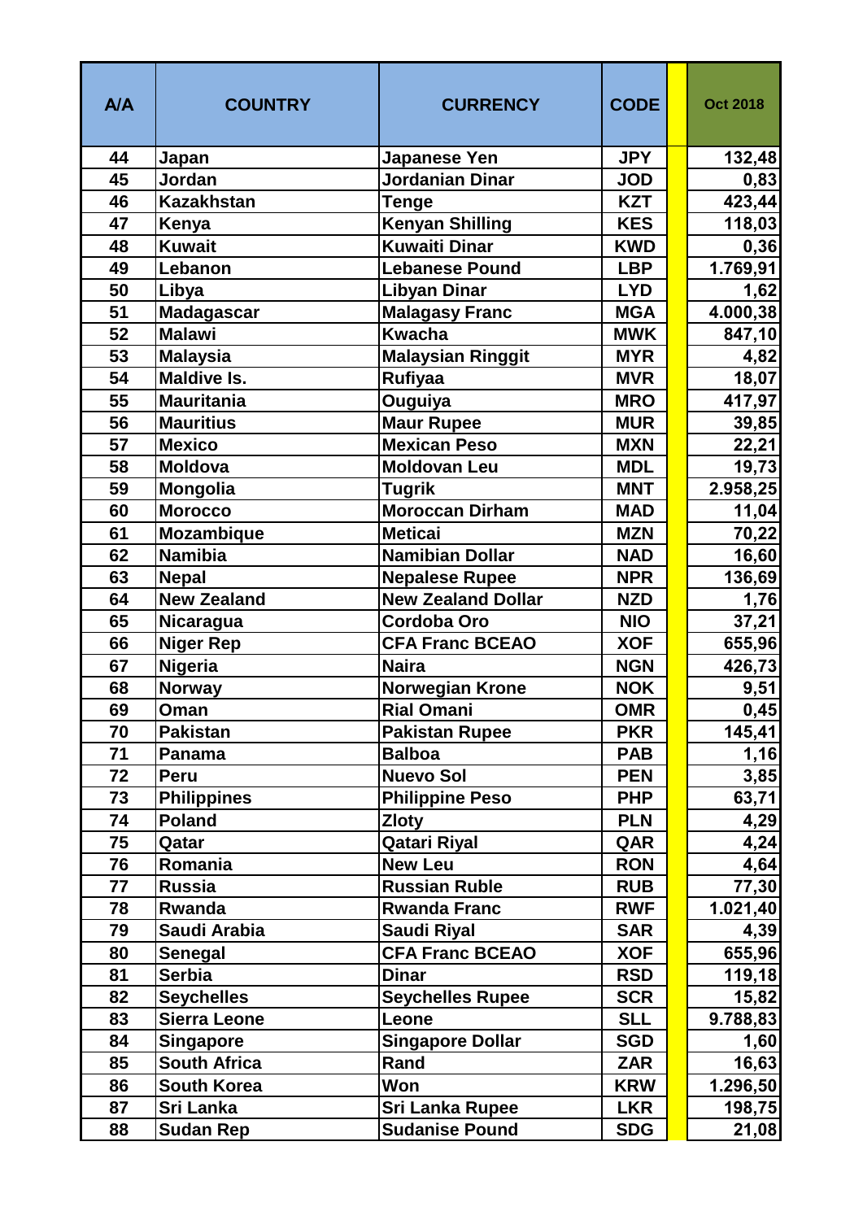| A/A | COUNTRY | CURRENCY | CODE | | Oct 2018 |
|---|---|---|---|---|---|
| 44 | Japan | Japanese Yen | JPY | | 132,48 |
| 45 | Jordan | Jordanian Dinar | JOD | | 0,83 |
| 46 | Kazakhstan | Tenge | KZT | | 423,44 |
| 47 | Kenya | Kenyan Shilling | KES | | 118,03 |
| 48 | Kuwait | Kuwaiti Dinar | KWD | | 0,36 |
| 49 | Lebanon | Lebanese Pound | LBP | | 1.769,91 |
| 50 | Libya | Libyan Dinar | LYD | | 1,62 |
| 51 | Madagascar | Malagasy Franc | MGA | | 4.000,38 |
| 52 | Malawi | Kwacha | MWK | | 847,10 |
| 53 | Malaysia | Malaysian Ringgit | MYR | | 4,82 |
| 54 | Maldive Is. | Rufiyaa | MVR | | 18,07 |
| 55 | Mauritania | Ouguiya | MRO | | 417,97 |
| 56 | Mauritius | Maur Rupee | MUR | | 39,85 |
| 57 | Mexico | Mexican Peso | MXN | | 22,21 |
| 58 | Moldova | Moldovan Leu | MDL | | 19,73 |
| 59 | Mongolia | Tugrik | MNT | | 2.958,25 |
| 60 | Morocco | Moroccan Dirham | MAD | | 11,04 |
| 61 | Mozambique | Meticai | MZN | | 70,22 |
| 62 | Namibia | Namibian Dollar | NAD | | 16,60 |
| 63 | Nepal | Nepalese Rupee | NPR | | 136,69 |
| 64 | New Zealand | New Zealand Dollar | NZD | | 1,76 |
| 65 | Nicaragua | Cordoba Oro | NIO | | 37,21 |
| 66 | Niger Rep | CFA Franc BCEAO | XOF | | 655,96 |
| 67 | Nigeria | Naira | NGN | | 426,73 |
| 68 | Norway | Norwegian Krone | NOK | | 9,51 |
| 69 | Oman | Rial Omani | OMR | | 0,45 |
| 70 | Pakistan | Pakistan Rupee | PKR | | 145,41 |
| 71 | Panama | Balboa | PAB | | 1,16 |
| 72 | Peru | Nuevo Sol | PEN | | 3,85 |
| 73 | Philippines | Philippine Peso | PHP | | 63,71 |
| 74 | Poland | Zloty | PLN | | 4,29 |
| 75 | Qatar | Qatari Riyal | QAR | | 4,24 |
| 76 | Romania | New Leu | RON | | 4,64 |
| 77 | Russia | Russian Ruble | RUB | | 77,30 |
| 78 | Rwanda | Rwanda Franc | RWF | | 1.021,40 |
| 79 | Saudi Arabia | Saudi Riyal | SAR | | 4,39 |
| 80 | Senegal | CFA Franc BCEAO | XOF | | 655,96 |
| 81 | Serbia | Dinar | RSD | | 119,18 |
| 82 | Seychelles | Seychelles Rupee | SCR | | 15,82 |
| 83 | Sierra Leone | Leone | SLL | | 9.788,83 |
| 84 | Singapore | Singapore Dollar | SGD | | 1,60 |
| 85 | South Africa | Rand | ZAR | | 16,63 |
| 86 | South Korea | Won | KRW | | 1.296,50 |
| 87 | Sri Lanka | Sri Lanka Rupee | LKR | | 198,75 |
| 88 | Sudan Rep | Sudanise Pound | SDG | | 21,08 |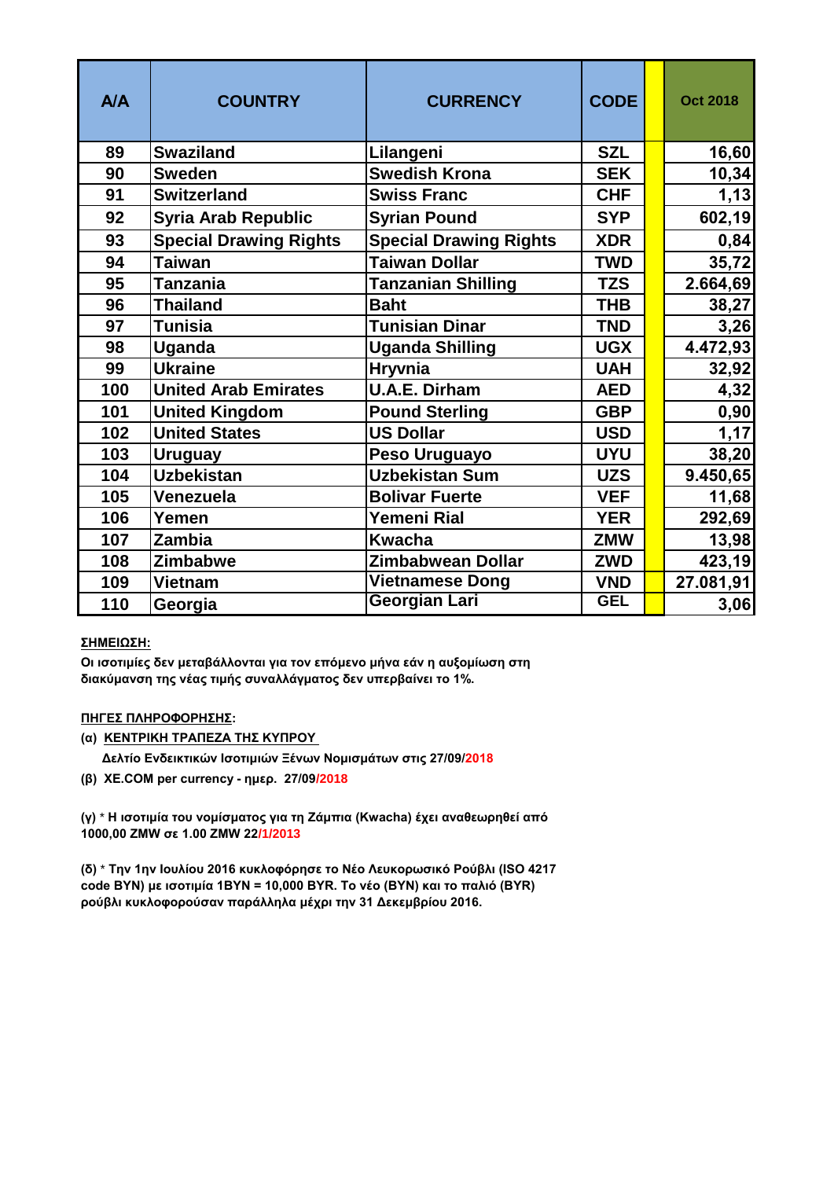| A/A | COUNTRY | CURRENCY | CODE | | Oct 2018 |
|---|---|---|---|---|---|
| 89 | Swaziland | Lilangeni | SZL | | 16,60 |
| 90 | Sweden | Swedish Krona | SEK | | 10,34 |
| 91 | Switzerland | Swiss Franc | CHF | | 1,13 |
| 92 | Syria Arab Republic | Syrian Pound | SYP | | 602,19 |
| 93 | Special Drawing Rights | Special Drawing Rights | XDR | | 0,84 |
| 94 | Taiwan | Taiwan Dollar | TWD | | 35,72 |
| 95 | Tanzania | Tanzanian Shilling | TZS | | 2.664,69 |
| 96 | Thailand | Baht | THB | | 38,27 |
| 97 | Tunisia | Tunisian Dinar | TND | | 3,26 |
| 98 | Uganda | Uganda Shilling | UGX | | 4.472,93 |
| 99 | Ukraine | Hryvnia | UAH | | 32,92 |
| 100 | United Arab Emirates | U.A.E. Dirham | AED | | 4,32 |
| 101 | United Kingdom | Pound Sterling | GBP | | 0,90 |
| 102 | United States | US Dollar | USD | | 1,17 |
| 103 | Uruguay | Peso Uruguayo | UYU | | 38,20 |
| 104 | Uzbekistan | Uzbekistan Sum | UZS | | 9.450,65 |
| 105 | Venezuela | Bolivar Fuerte | VEF | | 11,68 |
| 106 | Yemen | Yemeni Rial | YER | | 292,69 |
| 107 | Zambia | Kwacha | ZMW | | 13,98 |
| 108 | Zimbabwe | Zimbabwean Dollar | ZWD | | 423,19 |
| 109 | Vietnam | Vietnamese Dong | VND | | 27.081,91 |
| 110 | Georgia | Georgian Lari | GEL | | 3,06 |

**ΣΗΜΕΙΩΣΗ:**

**Οι ισοτιμίες δεν μεταβάλλονται για τον επόμενο μήνα εάν η αυξομίωση στη διακύμανση της νέας τιμής συναλλάγματος δεν υπερβαίνει το 1%.**

**ΠΗΓΕΣ ΠΛΗΡΟΦΟΡΗΣΗΣ:**

**(α) ΚΕΝΤΡΙΚΗ ΤΡΑΠΕΖΑ ΤΗΣ ΚΥΠΡΟΥ**

**Δελτίο Ενδεικτικών Ισοτιμιών Ξένων Νομισμάτων στις 27/09/2018**

**(β) XE.COM per currency - ημερ. 27/09/2018**

**(γ) * Η ισοτιμία του νομίσματος για τη Ζάμπια (Kwacha) έχει αναθεωρηθεί από 1000,00 ZMW σε 1.00 ZMW 22/1/2013**

**(δ) * Την 1ην Ιουλίου 2016 κυκλοφόρησε το Νέο Λευκορωσικό Ρούβλι (ISO 4217 code BYN) με ισοτιμία 1BYN = 10,000 BYR. Το νέο (BYN) και το παλιό (BYR) ρούβλι κυκλοφορούσαν παράλληλα μέχρι την 31 Δεκεμβρίου 2016.**